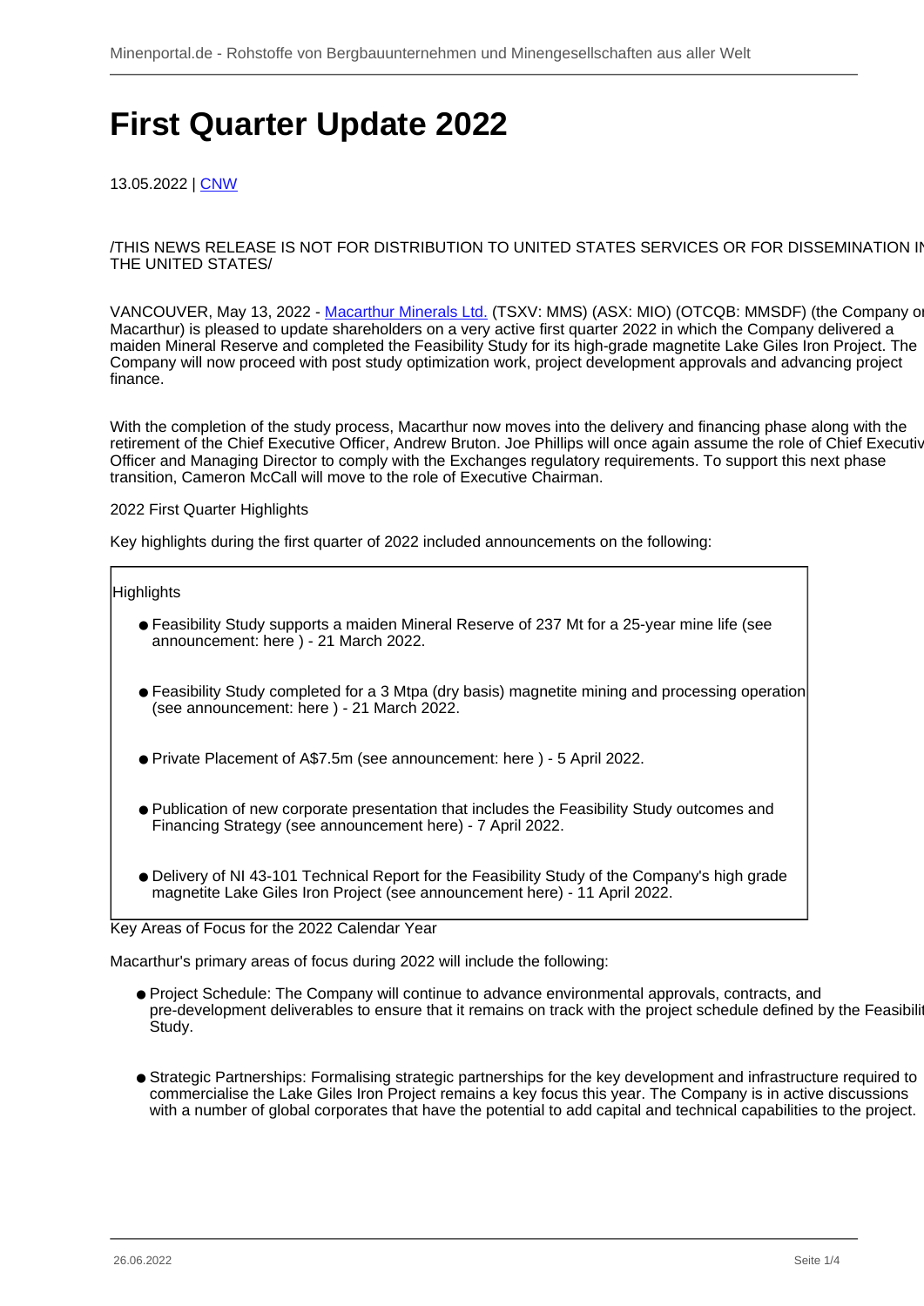# First Quarter Update 2022

13.05.2022 | CNW

/THIS NEWS RELEASE IS NOT FOR DISTRIBUTION TO UNITED STATES SERVICES OR FOR DISSEMINATION IN THE UNITED STATES/

VANCOUVER, May 13, 2022 - Macarthur Minerals Ltd. (TSXV: MMS) (ASX: MIO) (OTCQB: MMSDF) (the Company or Macarthur) is pleased to update shareholders on a very active first quarter 2022 in which the Company delivered a maiden Mineral Reserve and completed the Feasibility Study for its high-grade magnetite Lake Giles Iron Project. The Company will now proceed with post study optimization work, project development approvals and advancing project finance.

With the completion of the study process, Macarthur now moves into the delivery and financing phase along with the retirement of the Chief Executive Officer, Andrew Bruton. Joe Phillips will once again assume the role of Chief Executive Officer and Managing Director to comply with the Exchanges regulatory requirements. To support this next phase transition, Cameron McCall will move to the role of Executive Chairman.

2022 First Quarter Highlights

Key highlights during the first quarter of 2022 included announcements on the following:

Highlights

- Feasibility Study supports a maiden Mineral Reserve of 237 Mt for a 25-year mine life (see announcement: here ) - 21 March 2022.
- Feasibility Study completed for a 3 Mtpa (dry basis) magnetite mining and processing operation (see announcement: here ) - 21 March 2022.
- Private Placement of A$7.5m (see announcement: here ) - 5 April 2022.
- Publication of new corporate presentation that includes the Feasibility Study outcomes and Financing Strategy (see announcement here) - 7 April 2022.
- Delivery of NI 43-101 Technical Report for the Feasibility Study of the Company's high grade magnetite Lake Giles Iron Project (see announcement here) - 11 April 2022.

Key Areas of Focus for the 2022 Calendar Year

Macarthur's primary areas of focus during 2022 will include the following:

- Project Schedule: The Company will continue to advance environmental approvals, contracts, and pre-development deliverables to ensure that it remains on track with the project schedule defined by the Feasibility Study.
- Strategic Partnerships: Formalising strategic partnerships for the key development and infrastructure required to commercialise the Lake Giles Iron Project remains a key focus this year. The Company is in active discussions with a number of global corporates that have the potential to add capital and technical capabilities to the project.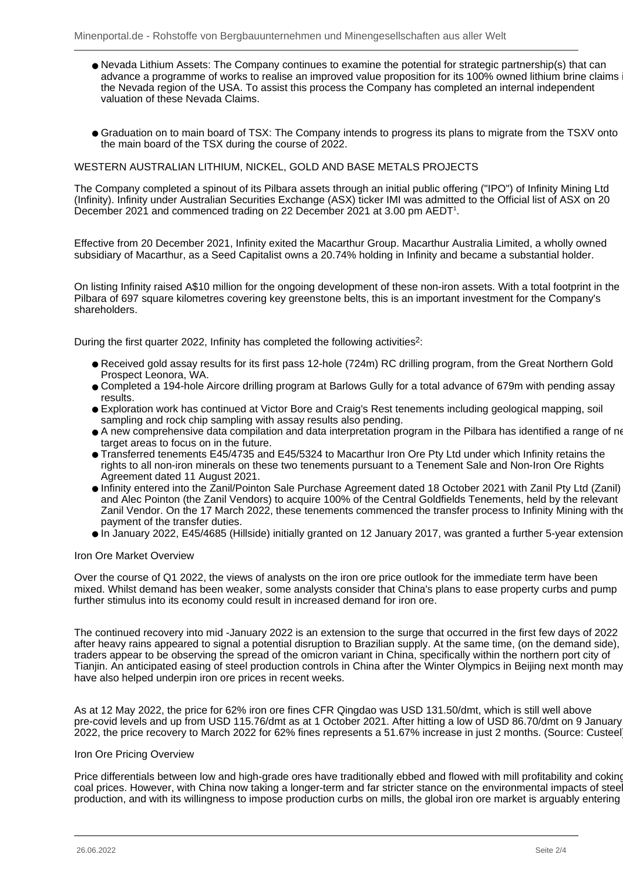- Nevada Lithium Assets: The Company continues to examine the potential for strategic partnership(s) that can advance a programme of works to realise an improved value proposition for its 100% owned lithium brine claims in the Nevada region of the USA. To assist this process the Company has completed an internal independent valuation of these Nevada Claims.

- Graduation on to main board of TSX: The Company intends to progress its plans to migrate from the TSXV onto the main board of the TSX during the course of 2022.

WESTERN AUSTRALIAN LITHIUM, NICKEL, GOLD AND BASE METALS PROJECTS

The Company completed a spinout of its Pilbara assets through an initial public offering ("IPO") of Infinity Mining Ltd (Infinity). Infinity under Australian Securities Exchange (ASX) ticker IMI was admitted to the Official list of ASX on 20 December 2021 and commenced trading on 22 December 2021 at 3.00 pm AEDT[1].

Effective from 20 December 2021, Infinity exited the Macarthur Group. Macarthur Australia Limited, a wholly owned subsidiary of Macarthur, as a Seed Capitalist owns a 20.74% holding in Infinity and became a substantial holder.

On listing Infinity raised A$10 million for the ongoing development of these non-iron assets. With a total footprint in the Pilbara of 697 square kilometres covering key greenstone belts, this is an important investment for the Company's shareholders.

During the first quarter 2022, Infinity has completed the following activities[2]:

- Received gold assay results for its first pass 12-hole (724m) RC drilling program, from the Great Northern Gold Prospect Leonora, WA.
- Completed a 194-hole Aircore drilling program at Barlows Gully for a total advance of 679m with pending assay results.
- Exploration work has continued at Victor Bore and Craig's Rest tenements including geological mapping, soil sampling and rock chip sampling with assay results also pending.
- A new comprehensive data compilation and data interpretation program in the Pilbara has identified a range of new target areas to focus on in the future.
- Transferred tenements E45/4735 and E45/5324 to Macarthur Iron Ore Pty Ltd under which Infinity retains the rights to all non-iron minerals on these two tenements pursuant to a Tenement Sale and Non-Iron Ore Rights Agreement dated 11 August 2021.
- Infinity entered into the Zanil/Pointon Sale Purchase Agreement dated 18 October 2021 with Zanil Pty Ltd (Zanil) and Alec Pointon (the Zanil Vendors) to acquire 100% of the Central Goldfields Tenements, held by the relevant Zanil Vendor. On the 17 March 2022, these tenements commenced the transfer process to Infinity Mining with the payment of the transfer duties.
- In January 2022, E45/4685 (Hillside) initially granted on 12 January 2017, was granted a further 5-year extension.

Iron Ore Market Overview

Over the course of Q1 2022, the views of analysts on the iron ore price outlook for the immediate term have been mixed. Whilst demand has been weaker, some analysts consider that China's plans to ease property curbs and pump further stimulus into its economy could result in increased demand for iron ore.

The continued recovery into mid -January 2022 is an extension to the surge that occurred in the first few days of 2022 after heavy rains appeared to signal a potential disruption to Brazilian supply. At the same time, (on the demand side), traders appear to be observing the spread of the omicron variant in China, specifically within the northern port city of Tianjin. An anticipated easing of steel production controls in China after the Winter Olympics in Beijing next month may have also helped underpin iron ore prices in recent weeks.

As at 12 May 2022, the price for 62% iron ore fines CFR Qingdao was USD 131.50/dmt, which is still well above pre-covid levels and up from USD 115.76/dmt as at 1 October 2021. After hitting a low of USD 86.70/dmt on 9 January 2022, the price recovery to March 2022 for 62% fines represents a 51.67% increase in just 2 months. (Source: Custeel)

Iron Ore Pricing Overview

Price differentials between low and high-grade ores have traditionally ebbed and flowed with mill profitability and coking coal prices. However, with China now taking a longer-term and far stricter stance on the environmental impacts of steel production, and with its willingness to impose production curbs on mills, the global iron ore market is arguably entering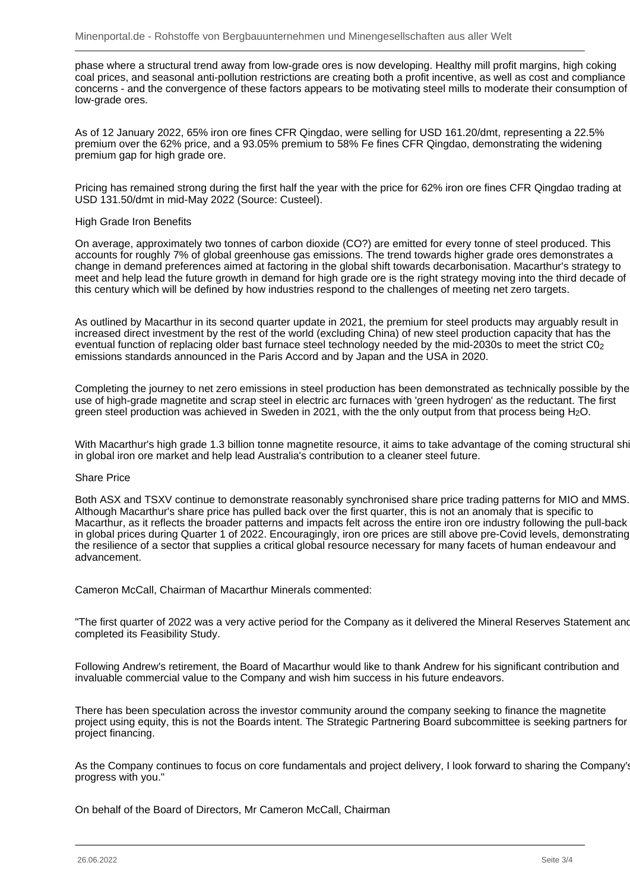phase where a structural trend away from low-grade ores is now developing. Healthy mill profit margins, high coking coal prices, and seasonal anti-pollution restrictions are creating both a profit incentive, as well as cost and compliance concerns - and the convergence of these factors appears to be motivating steel mills to moderate their consumption of low-grade ores.

As of 12 January 2022, 65% iron ore fines CFR Qingdao, were selling for USD 161.20/dmt, representing a 22.5% premium over the 62% price, and a 93.05% premium to 58% Fe fines CFR Qingdao, demonstrating the widening premium gap for high grade ore.

Pricing has remained strong during the first half the year with the price for 62% iron ore fines CFR Qingdao trading at USD 131.50/dmt in mid-May 2022 (Source: Custeel).

High Grade Iron Benefits

On average, approximately two tonnes of carbon dioxide (CO?) are emitted for every tonne of steel produced. This accounts for roughly 7% of global greenhouse gas emissions. The trend towards higher grade ores demonstrates a change in demand preferences aimed at factoring in the global shift towards decarbonisation. Macarthur's strategy to meet and help lead the future growth in demand for high grade ore is the right strategy moving into the third decade of this century which will be defined by how industries respond to the challenges of meeting net zero targets.

As outlined by Macarthur in its second quarter update in 2021, the premium for steel products may arguably result in increased direct investment by the rest of the world (excluding China) of new steel production capacity that has the eventual function of replacing older bast furnace steel technology needed by the mid-2030s to meet the strict $C0_2$ emissions standards announced in the Paris Accord and by Japan and the USA in 2020.

Completing the journey to net zero emissions in steel production has been demonstrated as technically possible by the use of high-grade magnetite and scrap steel in electric arc furnaces with 'green hydrogen' as the reductant. The first green steel production was achieved in Sweden in 2021, with the the only output from that process being $H_2O$.

With Macarthur's high grade 1.3 billion tonne magnetite resource, it aims to take advantage of the coming structural shi in global iron ore market and help lead Australia's contribution to a cleaner steel future.

Share Price

Both ASX and TSXV continue to demonstrate reasonably synchronised share price trading patterns for MIO and MMS. Although Macarthur's share price has pulled back over the first quarter, this is not an anomaly that is specific to Macarthur, as it reflects the broader patterns and impacts felt across the entire iron ore industry following the pull-back in global prices during Quarter 1 of 2022. Encouragingly, iron ore prices are still above pre-Covid levels, demonstrating the resilience of a sector that supplies a critical global resource necessary for many facets of human endeavour and advancement.

Cameron McCall, Chairman of Macarthur Minerals commented:

"The first quarter of 2022 was a very active period for the Company as it delivered the Mineral Reserves Statement and completed its Feasibility Study.

Following Andrew's retirement, the Board of Macarthur would like to thank Andrew for his significant contribution and invaluable commercial value to the Company and wish him success in his future endeavors.

There has been speculation across the investor community around the company seeking to finance the magnetite project using equity, this is not the Boards intent. The Strategic Partnering Board subcommittee is seeking partners for project financing.

As the Company continues to focus on core fundamentals and project delivery, I look forward to sharing the Company's progress with you."

On behalf of the Board of Directors, Mr Cameron McCall, Chairman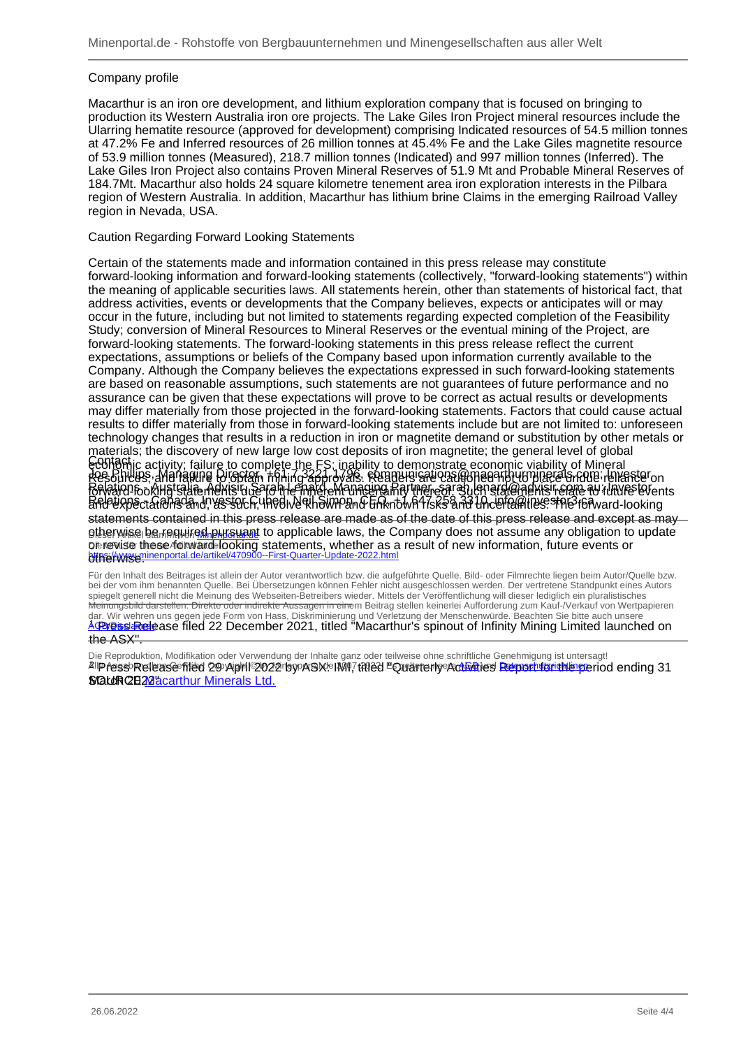Company profile

Macarthur is an iron ore development, and lithium exploration company that is focused on bringing to production its Western Australia iron ore projects. The Lake Giles Iron Project mineral resources include the Ularring hematite resource (approved for development) comprising Indicated resources of 54.5 million tonnes at 47.2% Fe and Inferred resources of 26 million tonnes at 45.4% Fe and the Lake Giles magnetite resource of 53.9 million tonnes (Measured), 218.7 million tonnes (Indicated) and 997 million tonnes (Inferred). The Lake Giles Iron Project also contains Proven Mineral Reserves of 51.9 Mt and Probable Mineral Reserves of 184.7Mt. Macarthur also holds 24 square kilometre tenement area iron exploration interests in the Pilbara region of Western Australia. In addition, Macarthur has lithium brine Claims in the emerging Railroad Valley region in Nevada, USA.

Caution Regarding Forward Looking Statements

Certain of the statements made and information contained in this press release may constitute forward-looking information and forward-looking statements (collectively, "forward-looking statements") within the meaning of applicable securities laws. All statements herein, other than statements of historical fact, that address activities, events or developments that the Company believes, expects or anticipates will or may occur in the future, including but not limited to statements regarding expected completion of the Feasibility Study; conversion of Mineral Resources to Mineral Reserves or the eventual mining of the Project, are forward-looking statements. The forward-looking statements in this press release reflect the current expectations, assumptions or beliefs of the Company based upon information currently available to the Company. Although the Company believes the expectations expressed in such forward-looking statements are based on reasonable assumptions, such statements are not guarantees of future performance and no assurance can be given that these expectations will prove to be correct as actual results or developments may differ materially from those projected in the forward-looking statements. Factors that could cause actual results to differ materially from those in forward-looking statements include but are not limited to: unforeseen technology changes that results in a reduction in iron or magnetite demand or substitution by other metals or materials; the discovery of new large low cost deposits of iron magnetite; the general level of global economic activity; failure to complete the FS; inability to demonstrate economic viability of Mineral Resources; and failure to obtain mining approvals. Readers are cautioned not to place undue reliance on forward-looking statements due to the inherent uncertainty thereof. Such statements relate to future events and expectations and, as such, involve known and unknown risks and uncertainties. The forward-looking statements contained in this press release are made as of the date of this press release and except as may otherwise be required pursuant to applicable laws, the Company does not assume any obligation to update or revise these forward-looking statements, whether as a result of new information, future events or otherwise.

[1] Press Release filed 22 December 2021, titled "Macarthur's spinout of Infinity Mining Limited launched on the ASX".

[2] Press Release filed 29 April 2022 by ASX: IMI, titled "Quarterly Activities Report for the period ending 31 March 2022".

Contact:
Joe Phillips, Managing Director, +61 7 3221 1796, communications@macarthurminerals.com; Investor Relations - Australia, Advisir, Sarah Lenard, Managing Partner, sarah.lenard@advisir.com.au; Investor Relations - Canada, Investor Cubed, Neil Simon, CEO, +1 647 258 3310, info@investor3.ca

Dieser Artikel stammt von Minenportal.de
Die URL für diesen Artikel lautet:
https://www.minenportal.de/artikel/470900--First-Quarter-Update-2022.html

Für den Inhalt des Beitrages ist allein der Autor verantwortlich bzw. die aufgeführte Quelle. Bild- oder Filmrechte liegen beim Autor/Quelle bzw. bei der vom ihm benannten Quelle. Bei Übersetzungen können Fehler nicht ausgeschlossen werden. Der vertretene Standpunkt eines Autors spiegelt generell nicht die Meinung des Webseiten-Betreibers wieder. Mittels der Veröffentlichung will dieser lediglich ein pluralistisches Meinungsbild darstellen. Direkte oder indirekte Aussagen in einem Beitrag stellen keinerlei Aufforderung zum Kauf-/Verkauf von Wertpapieren dar. Wir wehren uns gegen jede Form von Hass, Diskriminierung und Verletzung der Menschenwürde. Beachten Sie bitte auch unsere AGB/Disclaimer!

Die Reproduktion, Modifikation oder Verwendung der Inhalte ganz oder teilweise ohne schriftliche Genehmigung ist untersagt!
Alle Angaben ohne Gewähr! Copyright © by Minenportal.de 2007-2022. Es gelten unsere AGB und Datenschutzrichtlinen.

SOURCE: Macarthur Minerals Ltd.